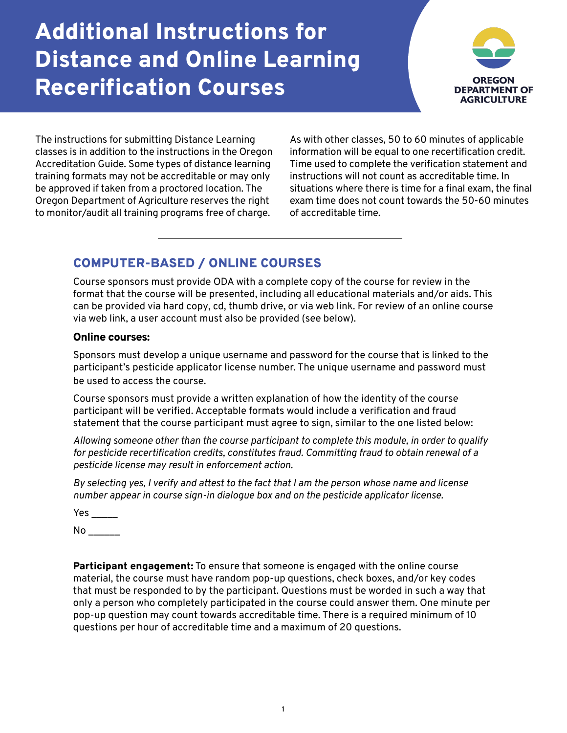# Additional Instructions for Distance and Online Learning Recerification Courses

The instructions for submitting Distance Learning classes is in addition to the instructions in the Oregon Accreditation Guide. Some types of distance learning training formats may not be accreditable or may only be approved if taken from a proctored location. The Oregon Department of Agriculture reserves the right to monitor/audit all training programs free of charge.

As with other classes, 50 to 60 minutes of applicable information will be equal to one recertification credit. Time used to complete the verification statement and instructions will not count as accreditable time. In situations where there is time for a final exam, the final exam time does not count towards the 50-60 minutes of accreditable time.

## COMPUTER-BASED / ONLINE COURSES

Course sponsors must provide ODA with a complete copy of the course for review in the format that the course will be presented, including all educational materials and/or aids. This can be provided via hard copy, cd, thumb drive, or via web link. For review of an online course via web link, a user account must also be provided (see below).

### Online courses:

Sponsors must develop a unique username and password for the course that is linked to the participant's pesticide applicator license number. The unique username and password must be used to access the course.

Course sponsors must provide a written explanation of how the identity of the course participant will be verified. Acceptable formats would include a verification and fraud statement that the course participant must agree to sign, similar to the one listed below:

*Allowing someone other than the course participant to complete this module, in order to qualify for pesticide recertification credits, constitutes fraud. Committing fraud to obtain renewal of a pesticide license may result in enforcement action.*

*By selecting yes, I verify and attest to the fact that I am the person whose name and license number appear in course sign-in dialogue box and on the pesticide applicator license.*

Yes _____

No ______

**Participant engagement:** To ensure that someone is engaged with the online course material, the course must have random pop-up questions, check boxes, and/or key codes that must be responded to by the participant. Questions must be worded in such a way that only a person who completely participated in the course could answer them. One minute per pop-up question may count towards accreditable time. There is a required minimum of 10 questions per hour of accreditable time and a maximum of 20 questions.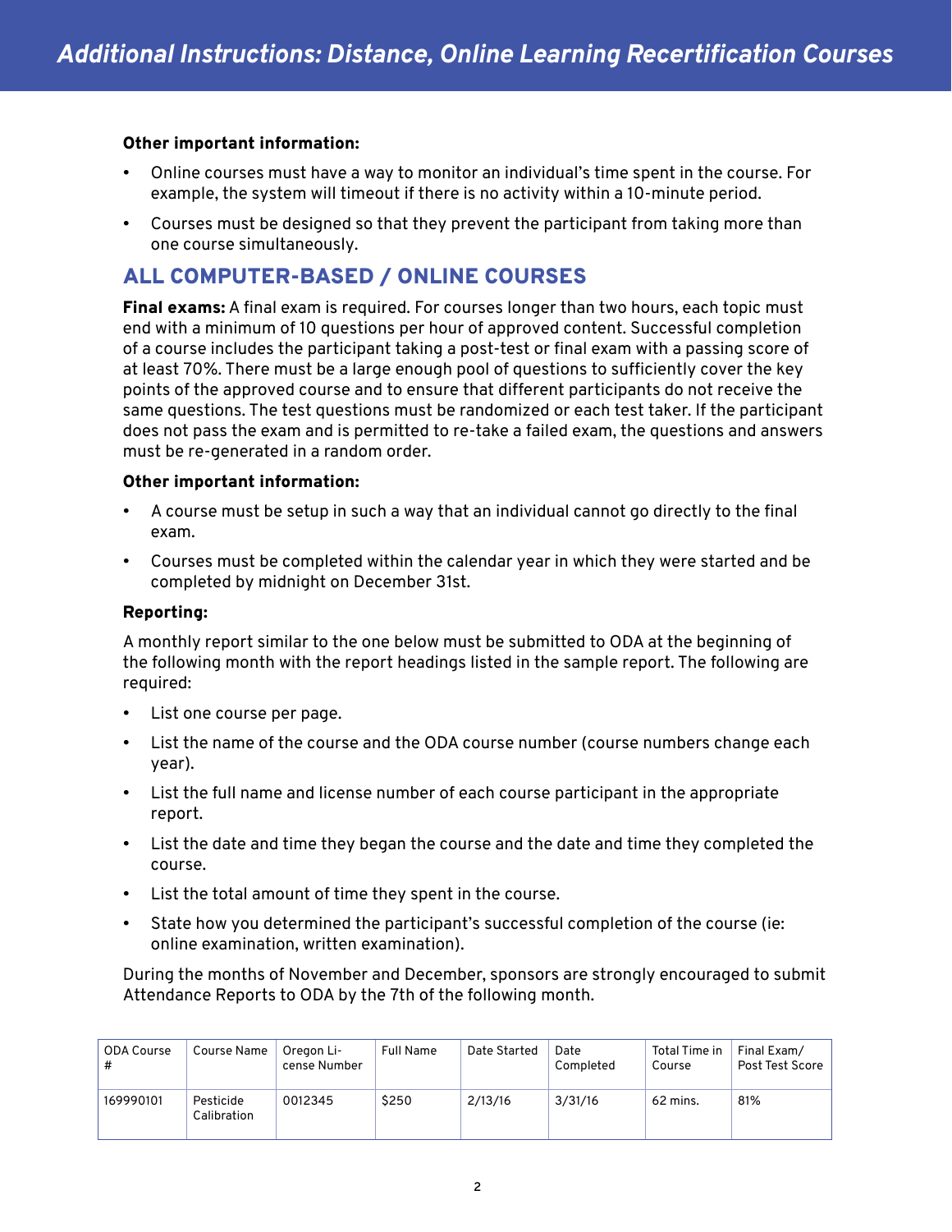# Additional Instructions: Distance, Online Learning Recertification Courses

**Other important information:**

- Online courses must have a way to monitor an individual's time spent in the course. For example, the system will timeout if there is no activity within a 10-minute period.
- Courses must be designed so that they prevent the participant from taking more than one course simultaneously.

## ALL COMPUTER-BASED / ONLINE COURSES

**Final exams:** A final exam is required. For courses longer than two hours, each topic must end with a minimum of 10 questions per hour of approved content. Successful completion of a course includes the participant taking a post-test or final exam with a passing score of at least 70%. There must be a large enough pool of questions to sufficiently cover the key points of the approved course and to ensure that different participants do not receive the same questions. The test questions must be randomized or each test taker. If the participant does not pass the exam and is permitted to re-take a failed exam, the questions and answers must be re-generated in a random order.

**Other important information:**

- A course must be setup in such a way that an individual cannot go directly to the final exam.
- Courses must be completed within the calendar year in which they were started and be completed by midnight on December 31st.

**Reporting:**

A monthly report similar to the one below must be submitted to ODA at the beginning of the following month with the report headings listed in the sample report. The following are required:

- List one course per page.
- List the name of the course and the ODA course number (course numbers change each year).
- List the full name and license number of each course participant in the appropriate report.
- List the date and time they began the course and the date and time they completed the course.
- List the total amount of time they spent in the course.
- State how you determined the participant's successful completion of the course (ie: online examination, written examination).

During the months of November and December, sponsors are strongly encouraged to submit Attendance Reports to ODA by the 7th of the following month.

| ODA Course # | Course Name | Oregon License Number | Full Name | Date Started | Date Completed | Total Time in Course | Final Exam/ Post Test Score |
|---|---|---|---|---|---|---|---|
| 169990101 | Pesticide Calibration | 0012345 | $250 | 2/13/16 | 3/31/16 | 62 mins. | 81% |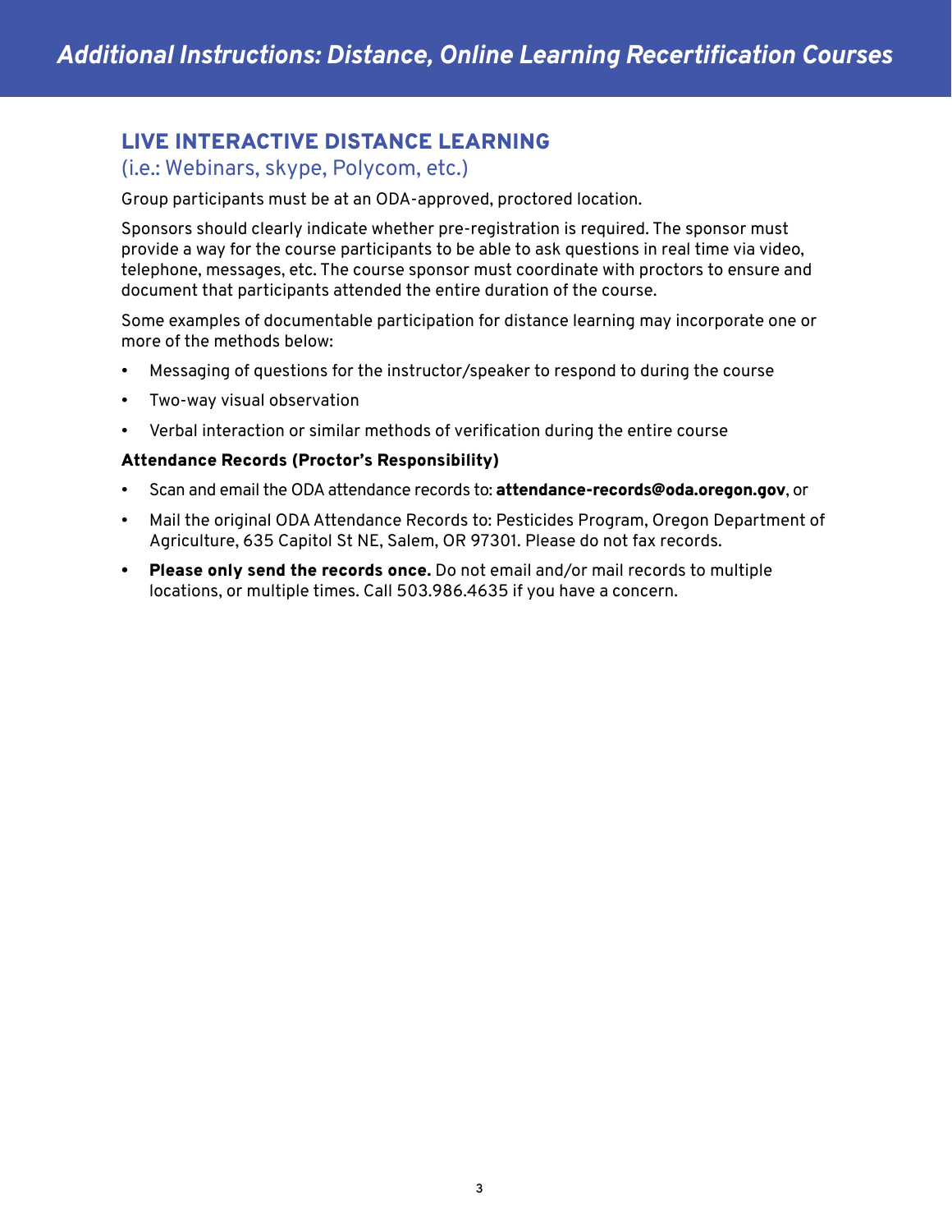# *Additional Instructions: Distance, Online Learning Recertification Courses*

## LIVE INTERACTIVE DISTANCE LEARNING

### (i.e.: Webinars, skype, Polycom, etc.)

Group participants must be at an ODA-approved, proctored location.

Sponsors should clearly indicate whether pre-registration is required. The sponsor must provide a way for the course participants to be able to ask questions in real time via video, telephone, messages, etc. The course sponsor must coordinate with proctors to ensure and document that participants attended the entire duration of the course.

Some examples of documentable participation for distance learning may incorporate one or more of the methods below:

- Messaging of questions for the instructor/speaker to respond to during the course
- Two-way visual observation
- Verbal interaction or similar methods of verification during the entire course

**Attendance Records (Proctor's Responsibility)**

- Scan and email the ODA attendance records to: **attendance-records@oda.oregon.gov**, or
- Mail the original ODA Attendance Records to: Pesticides Program, Oregon Department of Agriculture, 635 Capitol St NE, Salem, OR 97301. Please do not fax records.
- **Please only send the records once.** Do not email and/or mail records to multiple locations, or multiple times. Call 503.986.4635 if you have a concern.